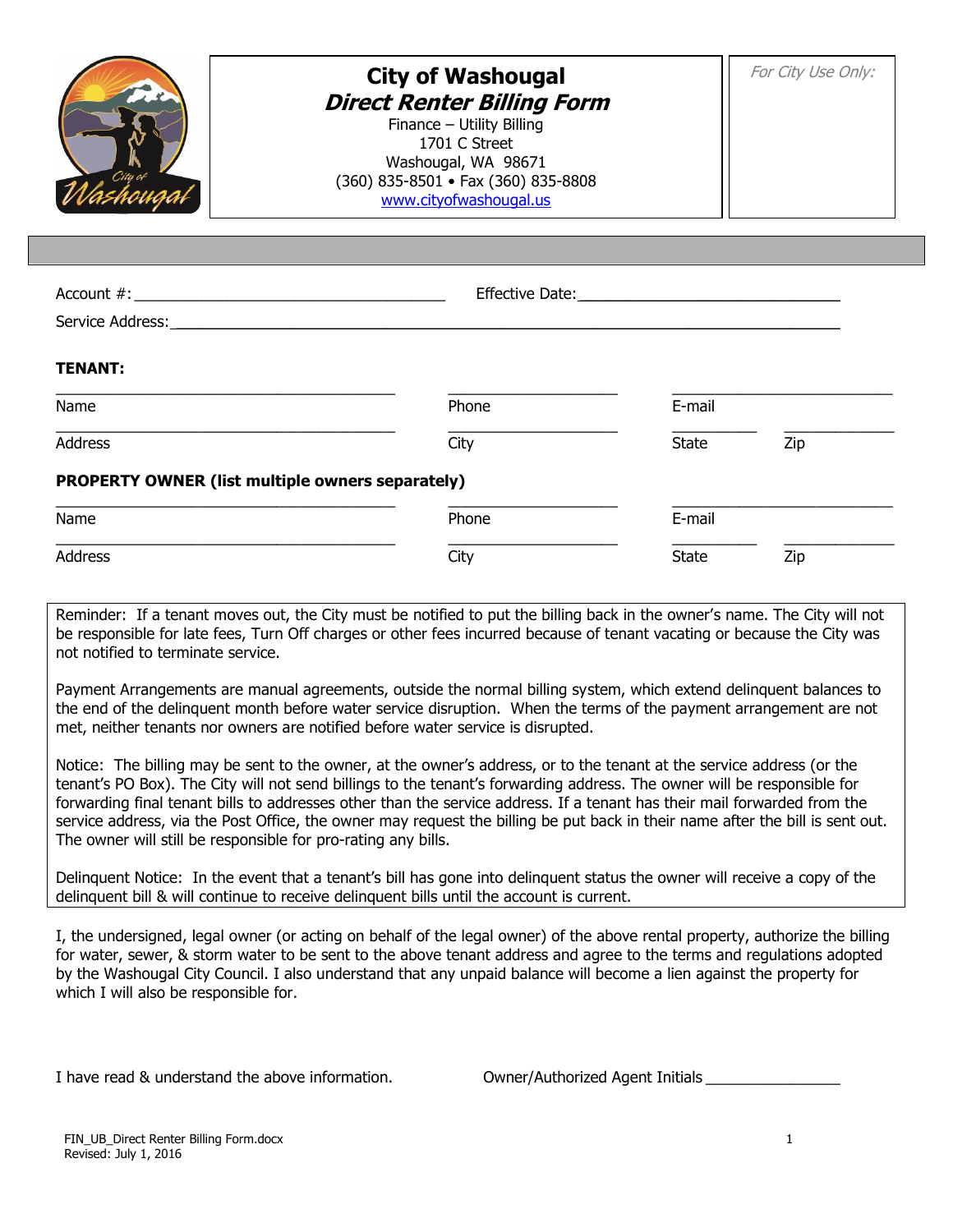# City of Washougal

## *Direct Renter Billing Form*

Finance – Utility Billing
1701 C Street
Washougal, WA 98671
(360) 835-8501 • Fax (360) 835-8808
www.cityofwashougal.us

*For City Use Only:*

Account #: ____________________________________ Effective Date: ______________________________

Service Address: ______________________________________________________________________________

**TENANT:**

| ______________________________ | ______________________ | ______________ | ______________ |
|---|---|---|---|
| Name | Phone | E-mail | |
| Address | City | State | Zip |

**PROPERTY OWNER (list multiple owners separately)**

| ______________________________ | ______________________ | ______________ | ______________ |
|---|---|---|---|
| Name | Phone | E-mail | |
| Address | City | State | Zip |

Reminder: If a tenant moves out, the City must be notified to put the billing back in the owner's name. The City will not be responsible for late fees, Turn Off charges or other fees incurred because of tenant vacating or because the City was not notified to terminate service.

Payment Arrangements are manual agreements, outside the normal billing system, which extend delinquent balances to the end of the delinquent month before water service disruption. When the terms of the payment arrangement are not met, neither tenants nor owners are notified before water service is disrupted.

Notice: The billing may be sent to the owner, at the owner's address, or to the tenant at the service address (or the tenant's PO Box). The City will not send billings to the tenant's forwarding address. The owner will be responsible for forwarding final tenant bills to addresses other than the service address. If a tenant has their mail forwarded from the service address, via the Post Office, the owner may request the billing be put back in their name after the bill is sent out. The owner will still be responsible for pro-rating any bills.

Delinquent Notice: In the event that a tenant's bill has gone into delinquent status the owner will receive a copy of the delinquent bill & will continue to receive delinquent bills until the account is current.

I, the undersigned, legal owner (or acting on behalf of the legal owner) of the above rental property, authorize the billing for water, sewer, & storm water to be sent to the above tenant address and agree to the terms and regulations adopted by the Washougal City Council. I also understand that any unpaid balance will become a lien against the property for which I will also be responsible for.

I have read & understand the above information. Owner/Authorized Agent Initials ________________

FIN_UB_Direct Renter Billing Form.docx
Revised: July 1, 2016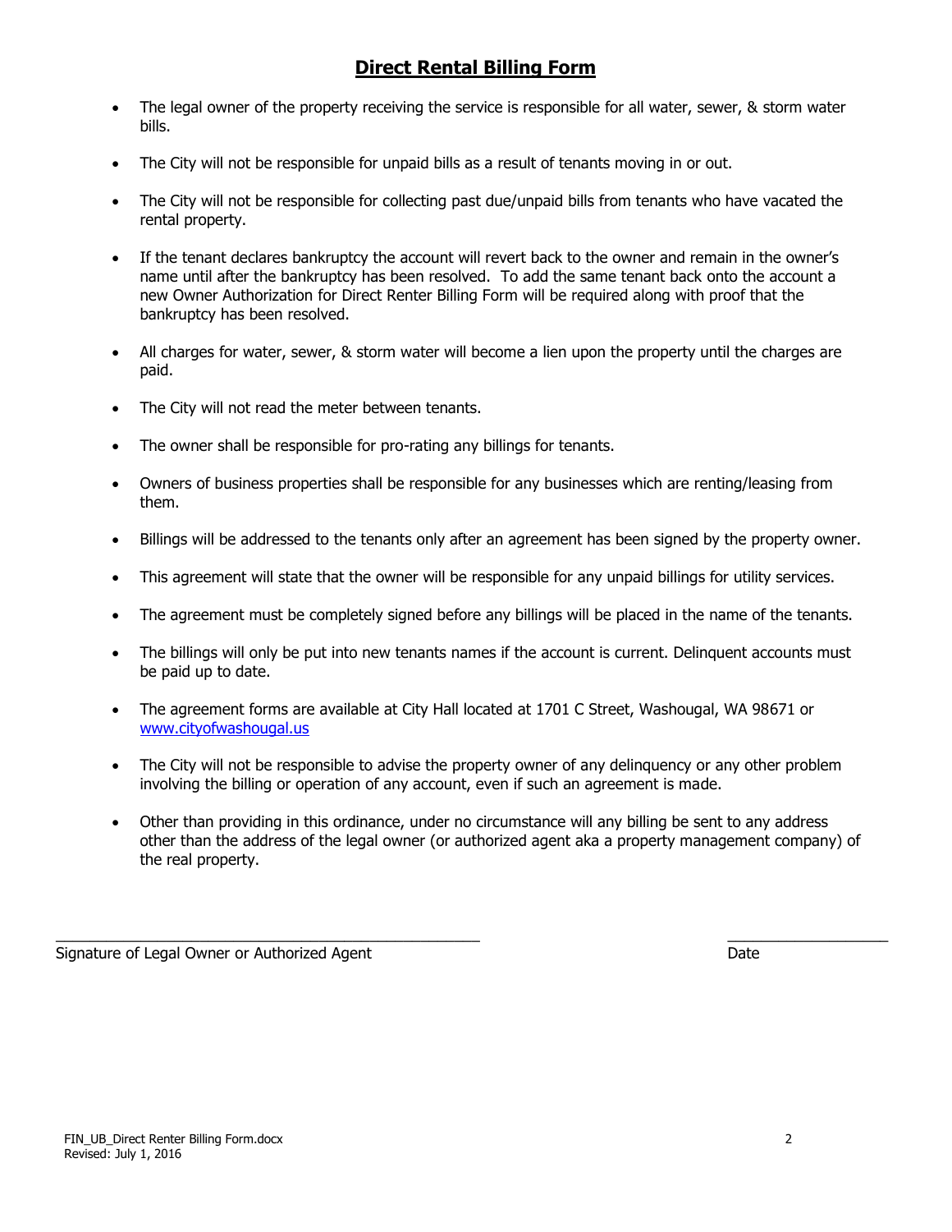# **Direct Rental Billing Form**

- The legal owner of the property receiving the service is responsible for all water, sewer, & storm water bills.
- The City will not be responsible for unpaid bills as a result of tenants moving in or out.
- The City will not be responsible for collecting past due/unpaid bills from tenants who have vacated the rental property.
- If the tenant declares bankruptcy the account will revert back to the owner and remain in the owner's name until after the bankruptcy has been resolved. To add the same tenant back onto the account a new Owner Authorization for Direct Renter Billing Form will be required along with proof that the bankruptcy has been resolved.
- All charges for water, sewer, & storm water will become a lien upon the property until the charges are paid.
- The City will not read the meter between tenants.
- The owner shall be responsible for pro-rating any billings for tenants.
- Owners of business properties shall be responsible for any businesses which are renting/leasing from them.
- Billings will be addressed to the tenants only after an agreement has been signed by the property owner.
- This agreement will state that the owner will be responsible for any unpaid billings for utility services.
- The agreement must be completely signed before any billings will be placed in the name of the tenants.
- The billings will only be put into new tenants names if the account is current. Delinquent accounts must be paid up to date.
- The agreement forms are available at City Hall located at 1701 C Street, Washougal, WA 98671 or www.cityofwashougal.us
- The City will not be responsible to advise the property owner of any delinquency or any other problem involving the billing or operation of any account, even if such an agreement is made.
- Other than providing in this ordinance, under no circumstance will any billing be sent to any address other than the address of the legal owner (or authorized agent aka a property management company) of the real property.

\_\_\_\_\_\_\_\_\_\_\_\_\_\_\_\_\_\_\_\_\_\_\_\_\_\_\_\_\_\_\_\_\_\_\_\_\_\_\_\_\_\_\_\_ \_\_\_\_\_\_\_\_\_\_\_\_\_\_\_\_\_\_

Signature of Legal Owner or Authorized Agent Date

FIN_UB_Direct Renter Billing Form.docx
Revised: July 1, 2016